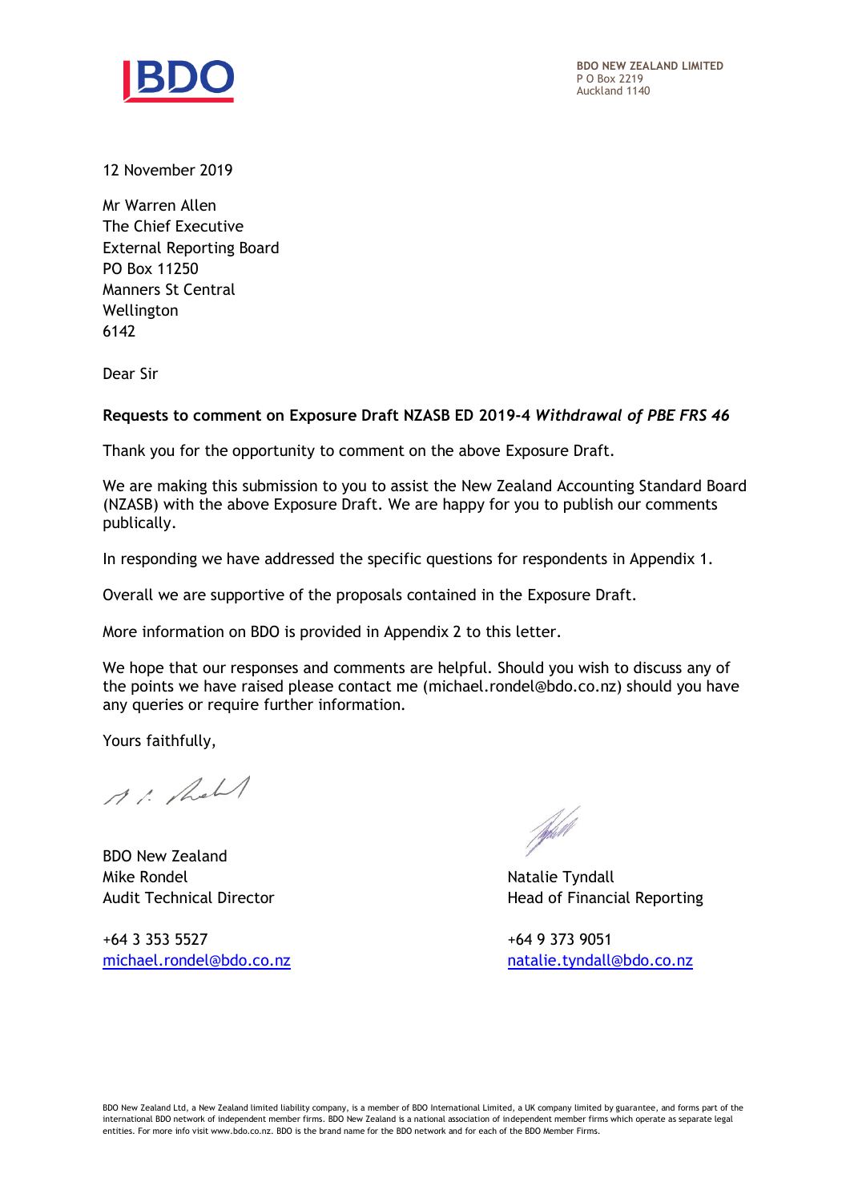**BDO NEW ZEALAND LIMITED**
P O Box 2219
Auckland 1140

12 November 2019

Mr Warren Allen
The Chief Executive
External Reporting Board
PO Box 11250
Manners St Central
Wellington
6142

Dear Sir

**Requests to comment on Exposure Draft NZASB ED 2019-4 *Withdrawal of PBE FRS 46***

Thank you for the opportunity to comment on the above Exposure Draft.

We are making this submission to you to assist the New Zealand Accounting Standard Board (NZASB) with the above Exposure Draft. We are happy for you to publish our comments publically.

In responding we have addressed the specific questions for respondents in Appendix 1.

Overall we are supportive of the proposals contained in the Exposure Draft.

More information on BDO is provided in Appendix 2 to this letter.

We hope that our responses and comments are helpful. Should you wish to discuss any of the points we have raised please contact me (michael.rondel@bdo.co.nz) should you have any queries or require further information.

Yours faithfully,

BDO New Zealand
Mike Rondel
Audit Technical Director

+64 3 353 5527
michael.rondel@bdo.co.nz

Natalie Tyndall
Head of Financial Reporting

+64 9 373 9051
natalie.tyndall@bdo.co.nz

BDO New Zealand Ltd, a New Zealand limited liability company, is a member of BDO International Limited, a UK company limited by guarantee, and forms part of the international BDO network of independent member firms. BDO New Zealand is a national association of independent member firms which operate as separate legal entities. For more info visit www.bdo.co.nz. BDO is the brand name for the BDO network and for each of the BDO Member Firms.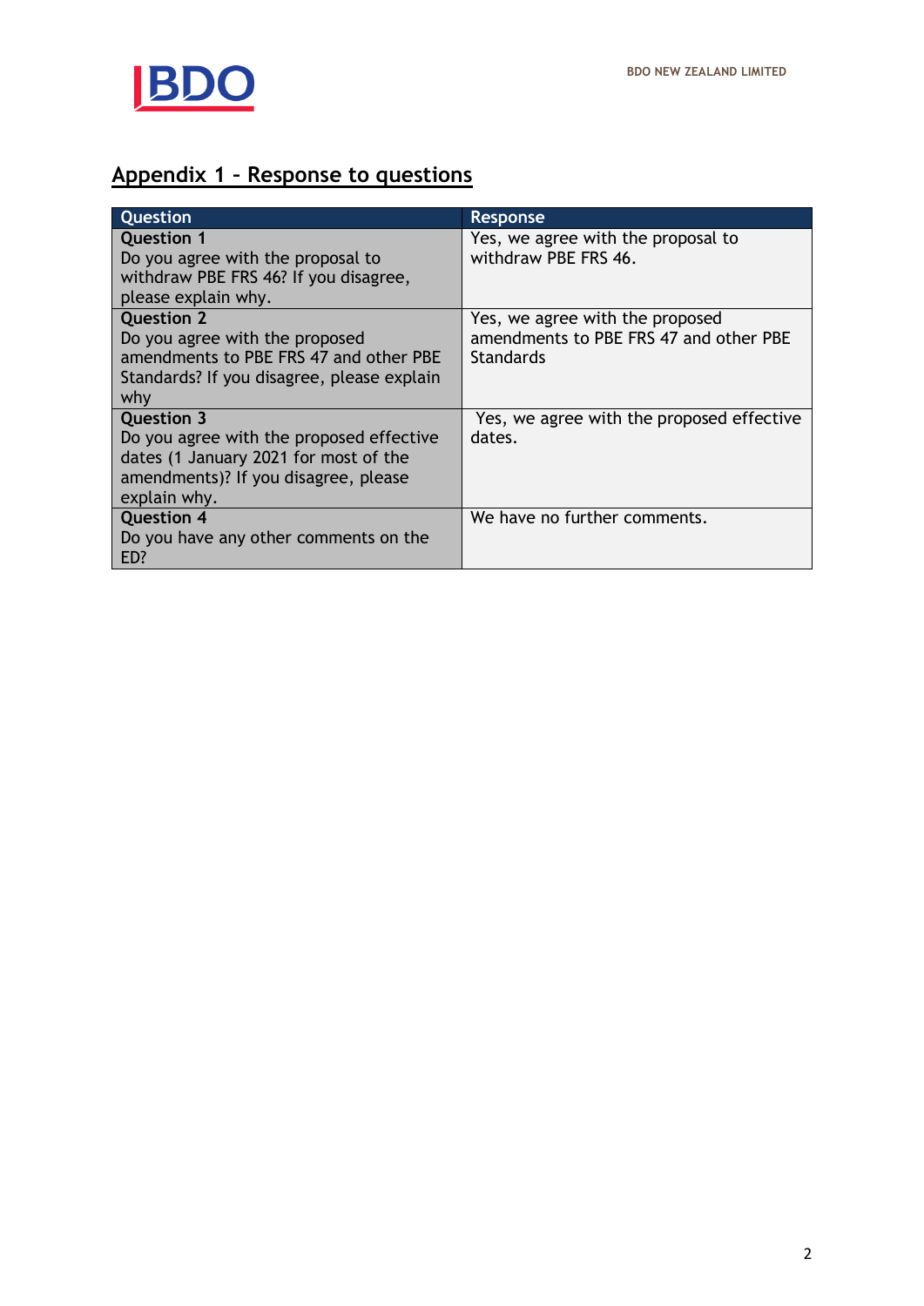## Appendix 1 – Response to questions

| Question | Response |
| --- | --- |
| **Question 1**<br>Do you agree with the proposal to withdraw PBE FRS 46? If you disagree, please explain why. | Yes, we agree with the proposal to withdraw PBE FRS 46. |
| **Question 2**<br>Do you agree with the proposed amendments to PBE FRS 47 and other PBE Standards? If you disagree, please explain why | Yes, we agree with the proposed amendments to PBE FRS 47 and other PBE Standards |
| **Question 3**<br>Do you agree with the proposed effective dates (1 January 2021 for most of the amendments)? If you disagree, please explain why. | Yes, we agree with the proposed effective dates. |
| **Question 4**<br>Do you have any other comments on the ED? | We have no further comments. |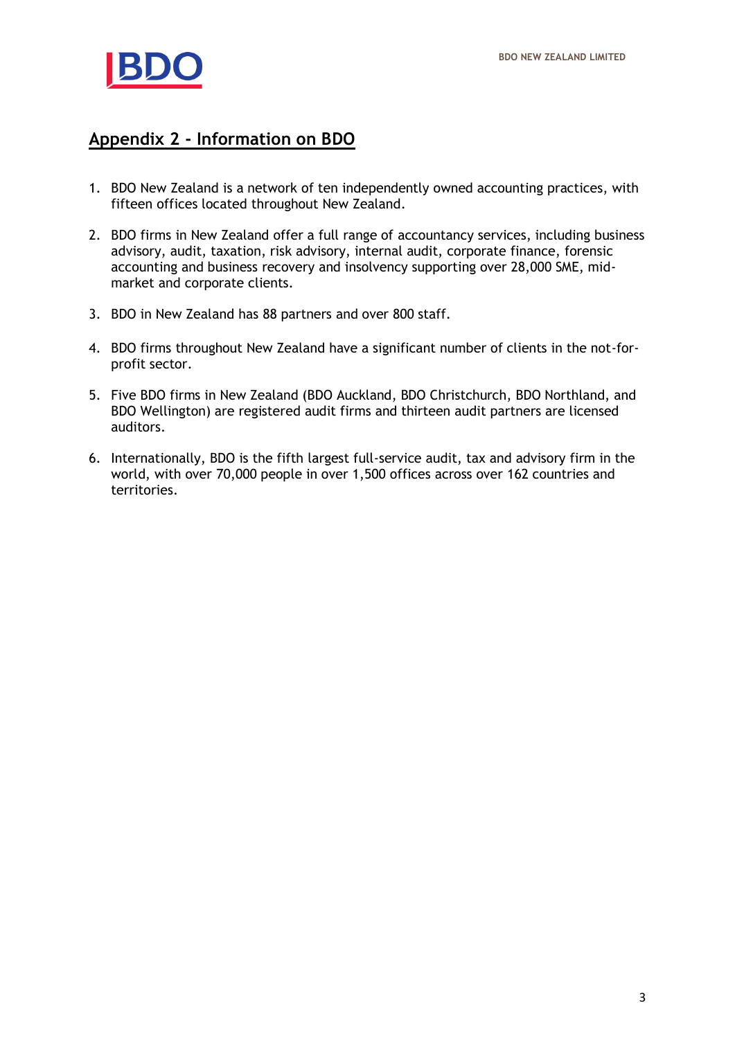## Appendix 2 - Information on BDO

1. BDO New Zealand is a network of ten independently owned accounting practices, with fifteen offices located throughout New Zealand.

2. BDO firms in New Zealand offer a full range of accountancy services, including business advisory, audit, taxation, risk advisory, internal audit, corporate finance, forensic accounting and business recovery and insolvency supporting over 28,000 SME, mid-market and corporate clients.

3. BDO in New Zealand has 88 partners and over 800 staff.

4. BDO firms throughout New Zealand have a significant number of clients in the not-for-profit sector.

5. Five BDO firms in New Zealand (BDO Auckland, BDO Christchurch, BDO Northland, and BDO Wellington) are registered audit firms and thirteen audit partners are licensed auditors.

6. Internationally, BDO is the fifth largest full-service audit, tax and advisory firm in the world, with over 70,000 people in over 1,500 offices across over 162 countries and territories.